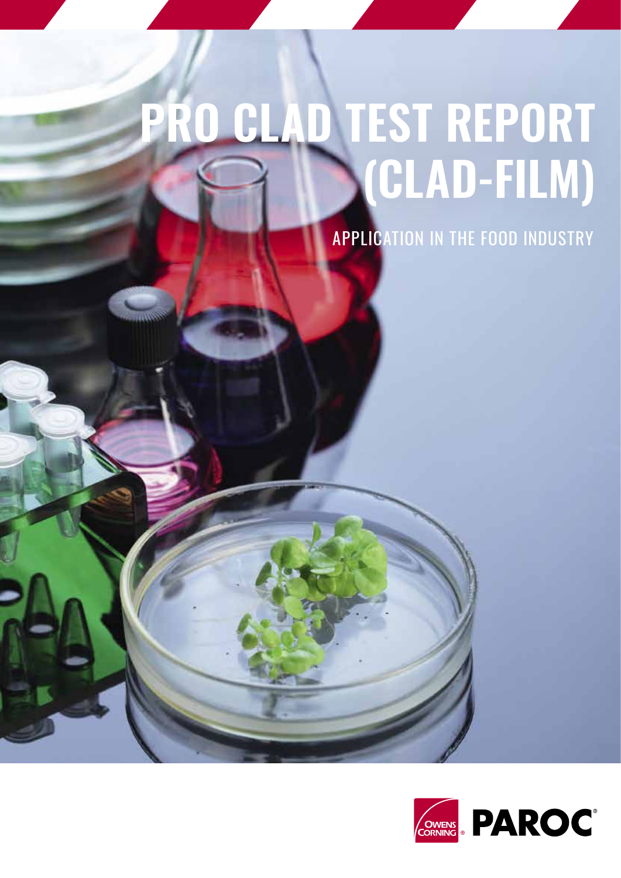# PRO CLAD TEST REPORT (CLAD-FILM)

APPLICATION IN THE FOOD INDUSTRY

OWENS CORNING ® PAROC®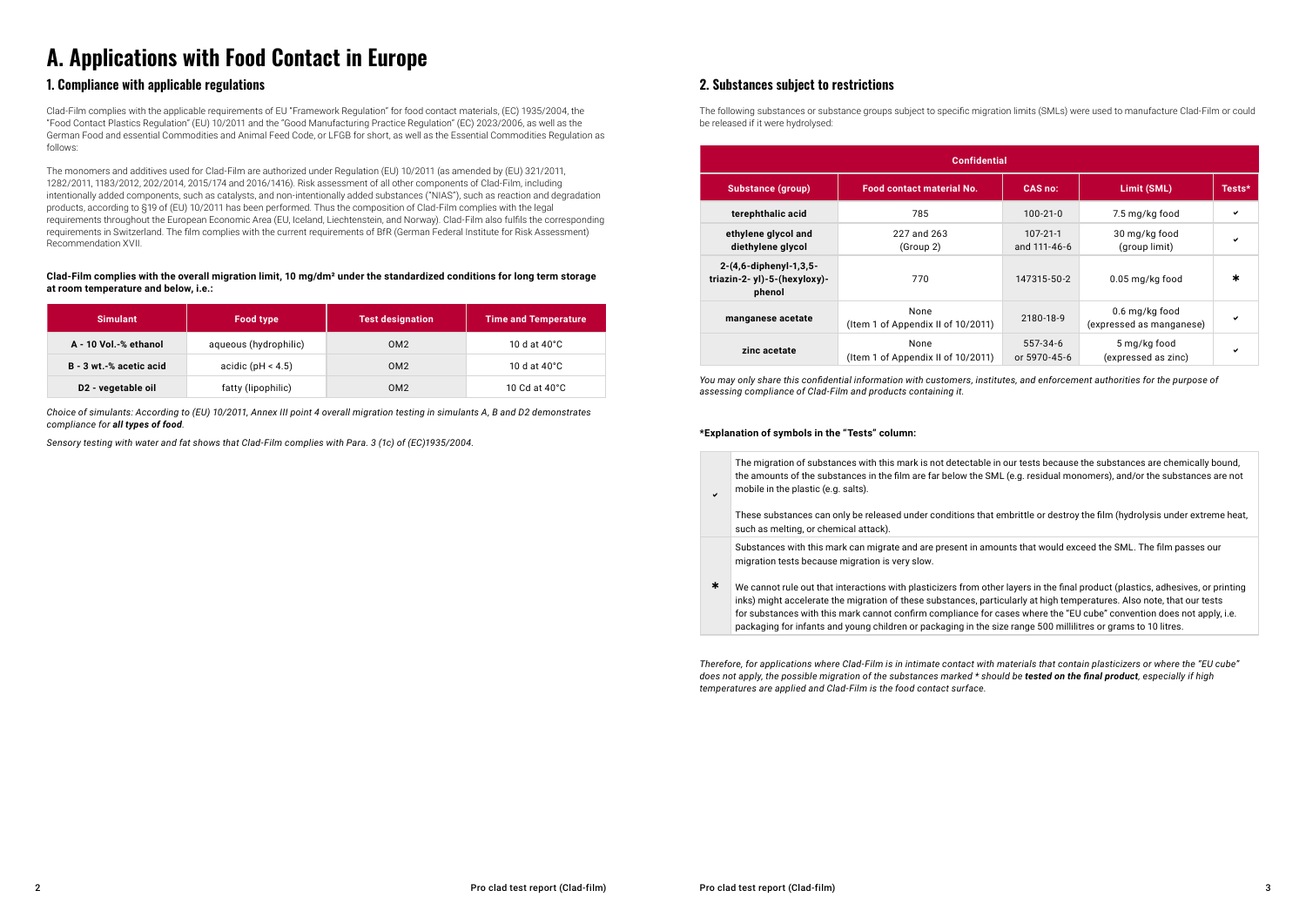# A. Applications with Food Contact in Europe

## 1. Compliance with applicable regulations

Clad-Film complies with the applicable requirements of EU "Framework Regulation" for food contact materials, (EC) 1935/2004, the "Food Contact Plastics Regulation" (EU) 10/2011 and the "Good Manufacturing Practice Regulation" (EC) 2023/2006, as well as the German Food and essential Commodities and Animal Feed Code, or LFGB for short, as well as the Essential Commodities Regulation as follows:

The monomers and additives used for Clad-Film are authorized under Regulation (EU) 10/2011 (as amended by (EU) 321/2011, 1282/2011, 1183/2012, 202/2014, 2015/174 and 2016/1416). Risk assessment of all other components of Clad-Film, including intentionally added components, such as catalysts, and non-intentionally added substances ("NIAS"), such as reaction and degradation products, according to §19 of (EU) 10/2011 has been performed. Thus the composition of Clad-Film complies with the legal requirements throughout the European Economic Area (EU, Iceland, Liechtenstein, and Norway). Clad-Film also fulfils the corresponding requirements in Switzerland. The film complies with the current requirements of BfR (German Federal Institute for Risk Assessment) Recommendation XVII.

**Clad-Film complies with the overall migration limit, 10 mg/dm² under the standardized conditions for long term storage at room temperature and below, i.e.:**

| Simulant | Food type | Test designation | Time and Temperature |
|---|---|---|---|
| **A - 10 Vol.-% ethanol** | aqueous (hydrophilic) | OM2 | 10 d at 40°C |
| **B - 3 wt.-% acetic acid** | acidic (pH < 4.5) | OM2 | 10 d at 40°C |
| **D2 - vegetable oil** | fatty (lipophilic) | OM2 | 10 Cd at 40°C |

*Choice of simulants: According to (EU) 10/2011, Annex III point 4 overall migration testing in simulants A, B and D2 demonstrates compliance for **all types of food**.*

*Sensory testing with water and fat shows that Clad-Film complies with Para. 3 (1c) of (EC)1935/2004.*

## 2. Substances subject to restrictions

The following substances or substance groups subject to specific migration limits (SMLs) were used to manufacture Clad-Film or could be released if it were hydrolysed:

| Confidential | | | | |
|---|---|---|---|---|
| **Substance (group)** | **Food contact material No.** | **CAS no:** | **Limit (SML)** | **Tests*** |
| **terephthalic acid** | 785 | 100-21-0 | 7.5 mg/kg food | ✔ |
| **ethylene glycol and diethylene glycol** | 227 and 263 (Group 2) | 107-21-1 and 111-46-6 | 30 mg/kg food (group limit) | ✔ |
| **2-(4,6-diphenyl-1,3,5-triazin-2- yl)-5-(hexyloxy)-phenol** | 770 | 147315-50-2 | 0.05 mg/kg food | ✱ |
| **manganese acetate** | None (Item 1 of Appendix II of 10/2011) | 2180-18-9 | 0.6 mg/kg food (expressed as manganese) | ✔ |
| **zinc acetate** | None (Item 1 of Appendix II of 10/2011) | 557-34-6 or 5970-45-6 | 5 mg/kg food (expressed as zinc) | ✔ |

*You may only share this confidential information with customers, institutes, and enforcement authorities for the purpose of assessing compliance of Clad-Film and products containing it.*

**\*Explanation of symbols in the "Tests" column:**

| Symbol | Explanation |
|---|---|
| ✔ | The migration of substances with this mark is not detectable in our tests because the substances are chemically bound, the amounts of the substances in the film are far below the SML (e.g. residual monomers), and/or the substances are not mobile in the plastic (e.g. salts). These substances can only be released under conditions that embrittle or destroy the film (hydrolysis under extreme heat, such as melting, or chemical attack). |
| ✱ | Substances with this mark can migrate and are present in amounts that would exceed the SML. The film passes our migration tests because migration is very slow. We cannot rule out that interactions with plasticizers from other layers in the final product (plastics, adhesives, or printing inks) might accelerate the migration of these substances, particularly at high temperatures. Also note, that our tests for substances with this mark cannot confirm compliance for cases where the "EU cube" convention does not apply, i.e. packaging for infants and young children or packaging in the size range 500 millilitres or grams to 10 litres. |

*Therefore, for applications where Clad-Film is in intimate contact with materials that contain plasticizers or where the "EU cube" does not apply, the possible migration of the substances marked * should be **tested on the final product**, especially if high temperatures are applied and Clad-Film is the food contact surface.*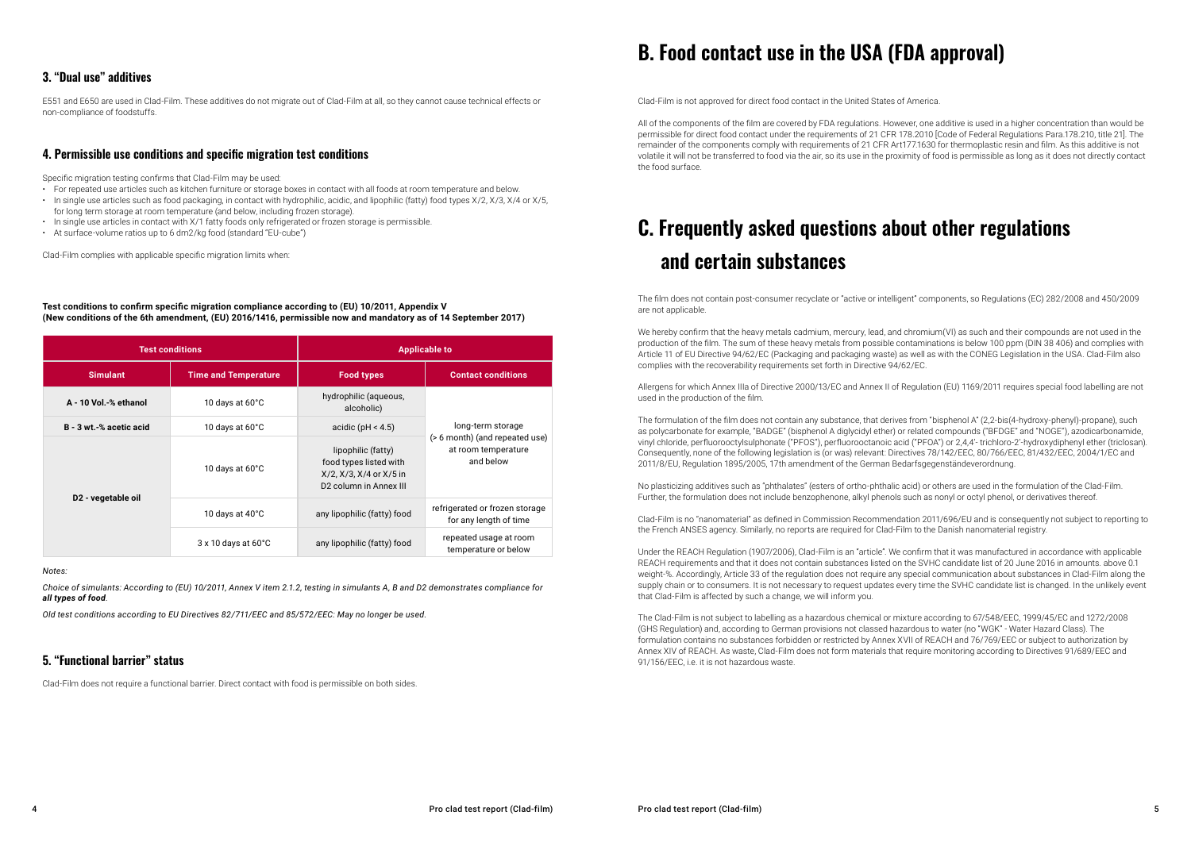### 3. "Dual use" additives

E551 and E650 are used in Clad-Film. These additives do not migrate out of Clad-Film at all, so they cannot cause technical effects or non-compliance of foodstuffs.

### 4. Permissible use conditions and specific migration test conditions

Specific migration testing confirms that Clad-Film may be used:

- For repeated use articles such as kitchen furniture or storage boxes in contact with all foods at room temperature and below.
- In single use articles such as food packaging, in contact with hydrophilic, acidic, and lipophilic (fatty) food types X/2, X/3, X/4 or X/5, for long term storage at room temperature (and below, including frozen storage).
- In single use articles in contact with X/1 fatty foods only refrigerated or frozen storage is permissible.
- At surface-volume ratios up to 6 dm2/kg food (standard "EU-cube")

Clad-Film complies with applicable specific migration limits when:

**Test conditions to confirm specific migration compliance according to (EU) 10/2011, Appendix V**
**(New conditions of the 6th amendment, (EU) 2016/1416, permissible now and mandatory as of 14 September 2017)**

| Test conditions | | Applicable to | |
|---|---|---|---|
| **Simulant** | **Time and Temperature** | **Food types** | **Contact conditions** |
| A - 10 Vol.-% ethanol | 10 days at 60°C | hydrophilic (aqueous, alcoholic) | long-term storage (> 6 month) (and repeated use) at room temperature and below |
| B - 3 wt.-% acetic acid | 10 days at 60°C | acidic (pH < 4.5) | |
| D2 - vegetable oil | 10 days at 60°C | lipophilic (fatty) food types listed with X/2, X/3, X/4 or X/5 in D2 column in Annex III | |
| | 10 days at 40°C | any lipophilic (fatty) food | refrigerated or frozen storage for any length of time |
| | 3 x 10 days at 60°C | any lipophilic (fatty) food | repeated usage at room temperature or below |

*Notes:*

*Choice of simulants: According to (EU) 10/2011, Annex V item 2.1.2, testing in simulants A, B and D2 demonstrates compliance for **all types of food**.*

*Old test conditions according to EU Directives 82/711/EEC and 85/572/EEC: May no longer be used.*

### 5. "Functional barrier" status

Clad-Film does not require a functional barrier. Direct contact with food is permissible on both sides.

# B. Food contact use in the USA (FDA approval)

Clad-Film is not approved for direct food contact in the United States of America.

All of the components of the film are covered by FDA regulations. However, one additive is used in a higher concentration than would be permissible for direct food contact under the requirements of 21 CFR 178.2010 [Code of Federal Regulations Para.178.210, title 21]. The remainder of the components comply with requirements of 21 CFR Art177.1630 for thermoplastic resin and film. As this additive is not volatile it will not be transferred to food via the air, so its use in the proximity of food is permissible as long as it does not directly contact the food surface.

# C. Frequently asked questions about other regulations and certain substances

The film does not contain post-consumer recyclate or "active or intelligent" components, so Regulations (EC) 282/2008 and 450/2009 are not applicable.

We hereby confirm that the heavy metals cadmium, mercury, lead, and chromium(VI) as such and their compounds are not used in the production of the film. The sum of these heavy metals from possible contaminations is below 100 ppm (DIN 38 406) and complies with Article 11 of EU Directive 94/62/EC (Packaging and packaging waste) as well as with the CONEG Legislation in the USA. Clad-Film also complies with the recoverability requirements set forth in Directive 94/62/EC.

Allergens for which Annex IIIa of Directive 2000/13/EC and Annex II of Regulation (EU) 1169/2011 requires special food labelling are not used in the production of the film.

The formulation of the film does not contain any substance, that derives from "bisphenol A" (2,2-bis(4-hydroxy-phenyl)-propane), such as polycarbonate for example, "BADGE" (bisphenol A diglycidyl ether) or related compounds ("BFDGE" and "NOGE"), azodicarbonamide, vinyl chloride, perfluorooctylsulphonate ("PFOS"), perfluorooctanoic acid ("PFOA") or 2,4,4'- trichloro-2'-hydroxydiphenyl ether (triclosan). Consequently, none of the following legislation is (or was) relevant: Directives 78/142/EEC, 80/766/EEC, 81/432/EEC, 2004/1/EC and 2011/8/EU, Regulation 1895/2005, 17th amendment of the German Bedarfsgegenständeverordnung.

No plasticizing additives such as "phthalates" (esters of ortho-phthalic acid) or others are used in the formulation of the Clad-Film. Further, the formulation does not include benzophenone, alkyl phenols such as nonyl or octyl phenol, or derivatives thereof.

Clad-Film is no "nanomaterial" as defined in Commission Recommendation 2011/696/EU and is consequently not subject to reporting to the French ANSES agency. Similarly, no reports are required for Clad-Film to the Danish nanomaterial registry.

Under the REACH Regulation (1907/2006), Clad-Film is an "article". We confirm that it was manufactured in accordance with applicable REACH requirements and that it does not contain substances listed on the SVHC candidate list of 20 June 2016 in amounts. above 0.1 weight-%. Accordingly, Article 33 of the regulation does not require any special communication about substances in Clad-Film along the supply chain or to consumers. It is not necessary to request updates every time the SVHC candidate list is changed. In the unlikely event that Clad-Film is affected by such a change, we will inform you.

The Clad-Film is not subject to labelling as a hazardous chemical or mixture according to 67/548/EEC, 1999/45/EC and 1272/2008 (GHS Regulation) and, according to German provisions not classed hazardous to water (no "WGK" - Water Hazard Class). The formulation contains no substances forbidden or restricted by Annex XVII of REACH and 76/769/EEC or subject to authorization by Annex XIV of REACH. As waste, Clad-Film does not form materials that require monitoring according to Directives 91/689/EEC and 91/156/EEC, i.e. it is not hazardous waste.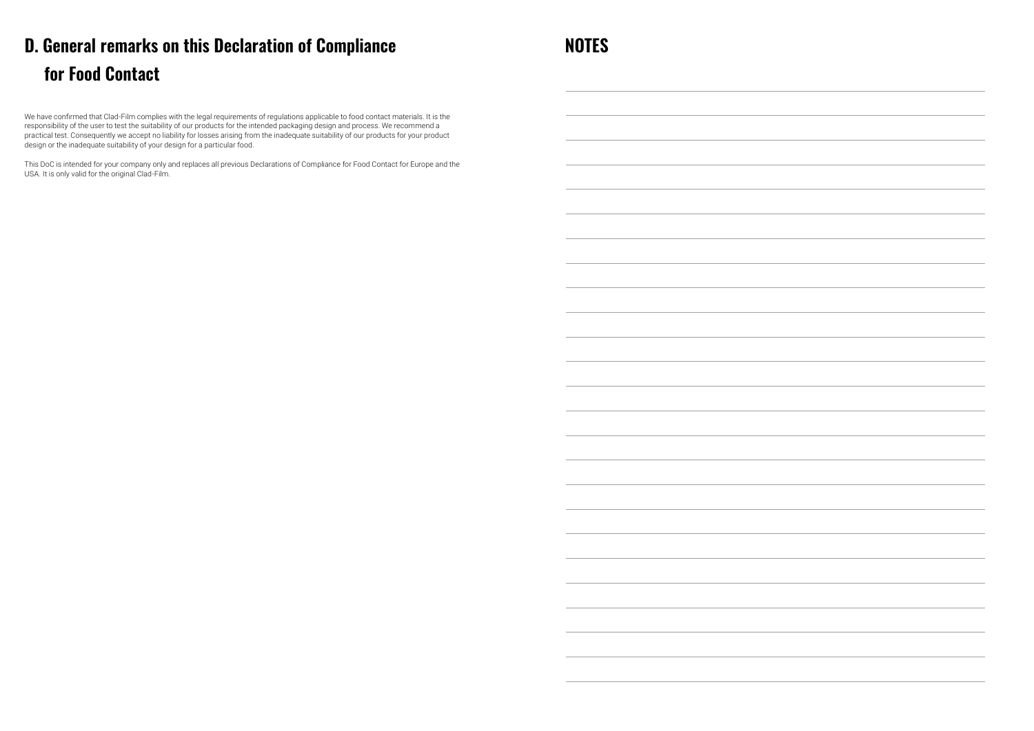## D. General remarks on this Declaration of Compliance for Food Contact

We have confirmed that Clad-Film complies with the legal requirements of regulations applicable to food contact materials. It is the responsibility of the user to test the suitability of our products for the intended packaging design and process. We recommend a practical test. Consequently we accept no liability for losses arising from the inadequate suitability of our products for your product design or the inadequate suitability of your design for a particular food.

This DoC is intended for your company only and replaces all previous Declarations of Compliance for Food Contact for Europe and the USA. It is only valid for the original Clad-Film.

## NOTES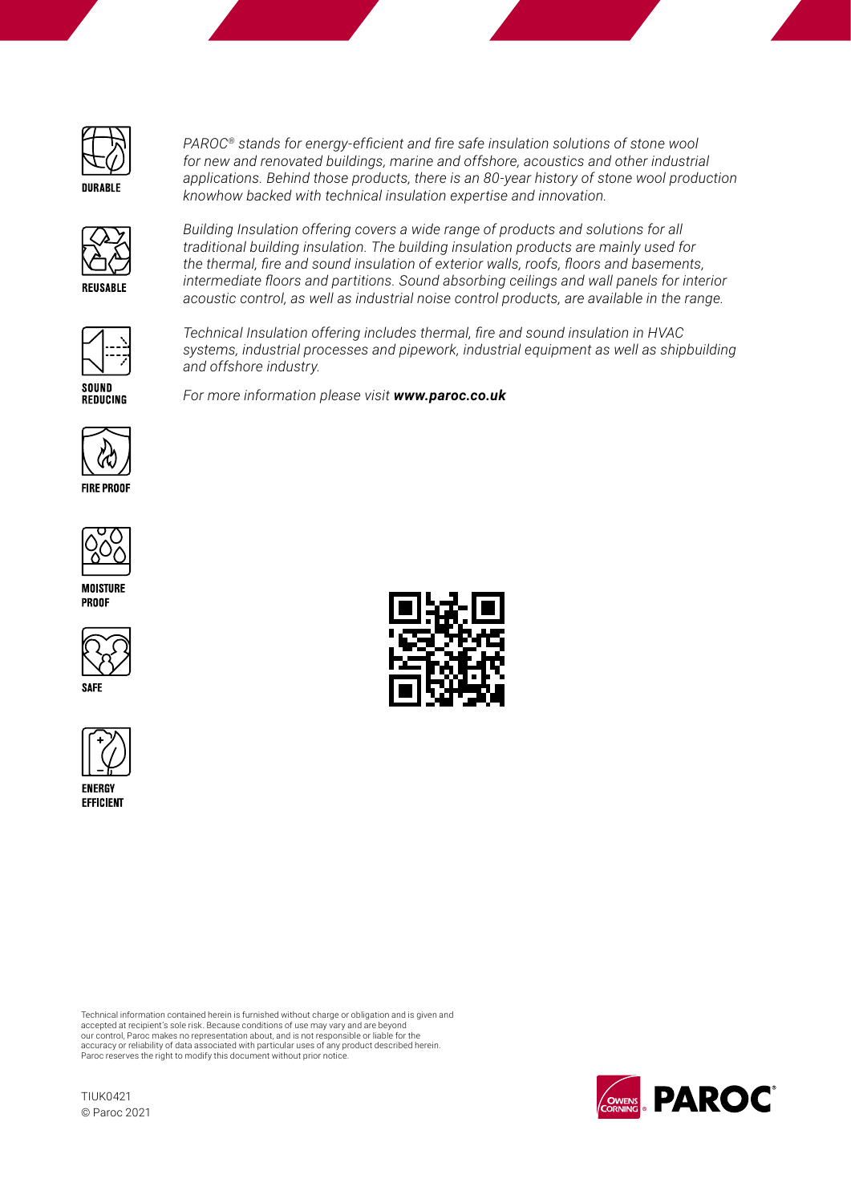DURABLE

REUSABLE

SOUND REDUCING

FIRE PROOF

MOISTURE PROOF

SAFE

ENERGY EFFICIENT

*PAROC® stands for energy-efficient and fire safe insulation solutions of stone wool for new and renovated buildings, marine and offshore, acoustics and other industrial applications. Behind those products, there is an 80-year history of stone wool production knowhow backed with technical insulation expertise and innovation.*

*Building Insulation offering covers a wide range of products and solutions for all traditional building insulation. The building insulation products are mainly used for the thermal, fire and sound insulation of exterior walls, roofs, floors and basements, intermediate floors and partitions. Sound absorbing ceilings and wall panels for interior acoustic control, as well as industrial noise control products, are available in the range.*

*Technical Insulation offering includes thermal, fire and sound insulation in HVAC systems, industrial processes and pipework, industrial equipment as well as shipbuilding and offshore industry.*

*For more information please visit* ***www.paroc.co.uk***

Technical information contained herein is furnished without charge or obligation and is given and accepted at recipient's sole risk. Because conditions of use may vary and are beyond our control, Paroc makes no representation about, and is not responsible or liable for the accuracy or reliability of data associated with particular uses of any product described herein. Paroc reserves the right to modify this document without prior notice.

TIUK0421
© Paroc 2021

OWENS CORNING PAROC®